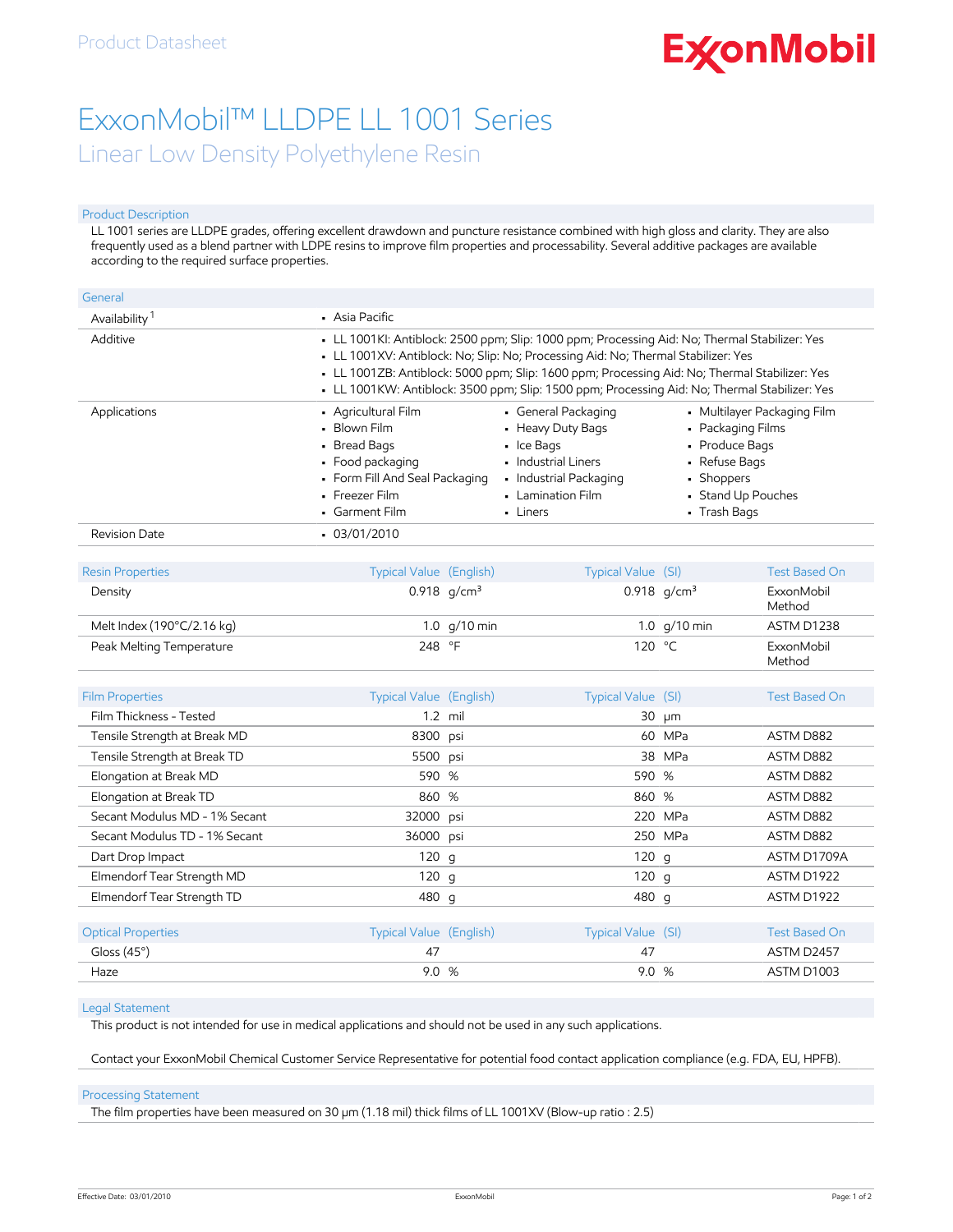Product Datasheet

# ExxonMobil™ LLDPE LL 1001 Series

## Linear Low Density Polyethylene Resin

### Product Description

LL 1001 series are LLDPE grades, offering excellent drawdown and puncture resistance combined with high gloss and clarity. They are also frequently used as a blend partner with LDPE resins to improve film properties and processability. Several additive packages are available according to the required surface properties.

### General

| | |
|---|---|
| Availability [1] | • Asia Pacific |
| Additive | • LL 1001KI: Antiblock: 2500 ppm; Slip: 1000 ppm; Processing Aid: No; Thermal Stabilizer: Yes<br>• LL 1001XV: Antiblock: No; Slip: No; Processing Aid: No; Thermal Stabilizer: Yes<br>• LL 1001ZB: Antiblock: 5000 ppm; Slip: 1600 ppm; Processing Aid: No; Thermal Stabilizer: Yes<br>• LL 1001KW: Antiblock: 3500 ppm; Slip: 1500 ppm; Processing Aid: No; Thermal Stabilizer: Yes |
| Applications | • Agricultural Film<br>• Blown Film<br>• Bread Bags<br>• Food packaging<br>• Form Fill And Seal Packaging<br>• Freezer Film<br>• Garment Film<br>• General Packaging<br>• Heavy Duty Bags<br>• Ice Bags<br>• Industrial Liners<br>• Industrial Packaging<br>• Lamination Film<br>• Liners<br>• Multilayer Packaging Film<br>• Packaging Films<br>• Produce Bags<br>• Refuse Bags<br>• Shoppers<br>• Stand Up Pouches<br>• Trash Bags |
| Revision Date | • 03/01/2010 |

| Resin Properties | Typical Value (English) | | Typical Value (SI) | | Test Based On |
|---|---|---|---|---|---|
| Density | 0.918 | g/cm³ | 0.918 | g/cm³ | ExxonMobil Method |
| Melt Index (190°C/2.16 kg) | 1.0 | g/10 min | 1.0 | g/10 min | ASTM D1238 |
| Peak Melting Temperature | 248 | °F | 120 | °C | ExxonMobil Method |

| Film Properties | Typical Value (English) | | Typical Value (SI) | | Test Based On |
|---|---|---|---|---|---|
| Film Thickness - Tested | 1.2 | mil | 30 | µm | |
| Tensile Strength at Break MD | 8300 | psi | 60 | MPa | ASTM D882 |
| Tensile Strength at Break TD | 5500 | psi | 38 | MPa | ASTM D882 |
| Elongation at Break MD | 590 | % | 590 | % | ASTM D882 |
| Elongation at Break TD | 860 | % | 860 | % | ASTM D882 |
| Secant Modulus MD - 1% Secant | 32000 | psi | 220 | MPa | ASTM D882 |
| Secant Modulus TD - 1% Secant | 36000 | psi | 250 | MPa | ASTM D882 |
| Dart Drop Impact | 120 | g | 120 | g | ASTM D1709A |
| Elmendorf Tear Strength MD | 120 | g | 120 | g | ASTM D1922 |
| Elmendorf Tear Strength TD | 480 | g | 480 | g | ASTM D1922 |

| Optical Properties | Typical Value (English) | | Typical Value (SI) | | Test Based On |
|---|---|---|---|---|---|
| Gloss (45°) | 47 | | 47 | | ASTM D2457 |
| Haze | 9.0 | % | 9.0 | % | ASTM D1003 |

### Legal Statement

This product is not intended for use in medical applications and should not be used in any such applications.

Contact your ExxonMobil Chemical Customer Service Representative for potential food contact application compliance (e.g. FDA, EU, HPFB).

### Processing Statement

The film properties have been measured on 30 µm (1.18 mil) thick films of LL 1001XV (Blow-up ratio : 2.5)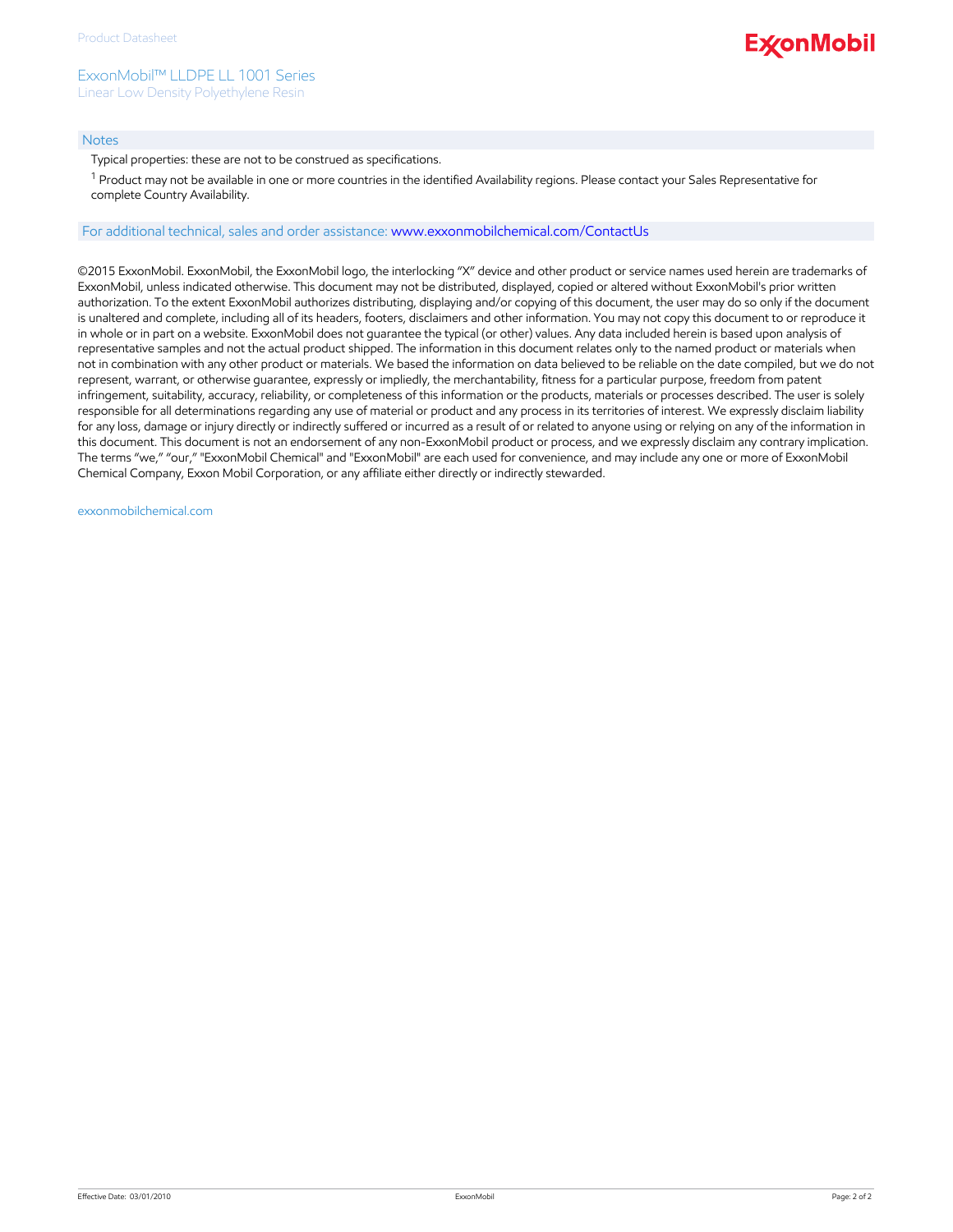## Notes

Typical properties: these are not to be construed as specifications.

[1] Product may not be available in one or more countries in the identified Availability regions. Please contact your Sales Representative for complete Country Availability.

For additional technical, sales and order assistance: www.exxonmobilchemical.com/ContactUs

©2015 ExxonMobil. ExxonMobil, the ExxonMobil logo, the interlocking "X" device and other product or service names used herein are trademarks of ExxonMobil, unless indicated otherwise. This document may not be distributed, displayed, copied or altered without ExxonMobil's prior written authorization. To the extent ExxonMobil authorizes distributing, displaying and/or copying of this document, the user may do so only if the document is unaltered and complete, including all of its headers, footers, disclaimers and other information. You may not copy this document to or reproduce it in whole or in part on a website. ExxonMobil does not guarantee the typical (or other) values. Any data included herein is based upon analysis of representative samples and not the actual product shipped. The information in this document relates only to the named product or materials when not in combination with any other product or materials. We based the information on data believed to be reliable on the date compiled, but we do not represent, warrant, or otherwise guarantee, expressly or impliedly, the merchantability, fitness for a particular purpose, freedom from patent infringement, suitability, accuracy, reliability, or completeness of this information or the products, materials or processes described. The user is solely responsible for all determinations regarding any use of material or product and any process in its territories of interest. We expressly disclaim liability for any loss, damage or injury directly or indirectly suffered or incurred as a result of or related to anyone using or relying on any of the information in this document. This document is not an endorsement of any non-ExxonMobil product or process, and we expressly disclaim any contrary implication. The terms "we," "our," "ExxonMobil Chemical" and "ExxonMobil" are each used for convenience, and may include any one or more of ExxonMobil Chemical Company, Exxon Mobil Corporation, or any affiliate either directly or indirectly stewarded.

exxonmobilchemical.com

Effective Date: 03/01/2010